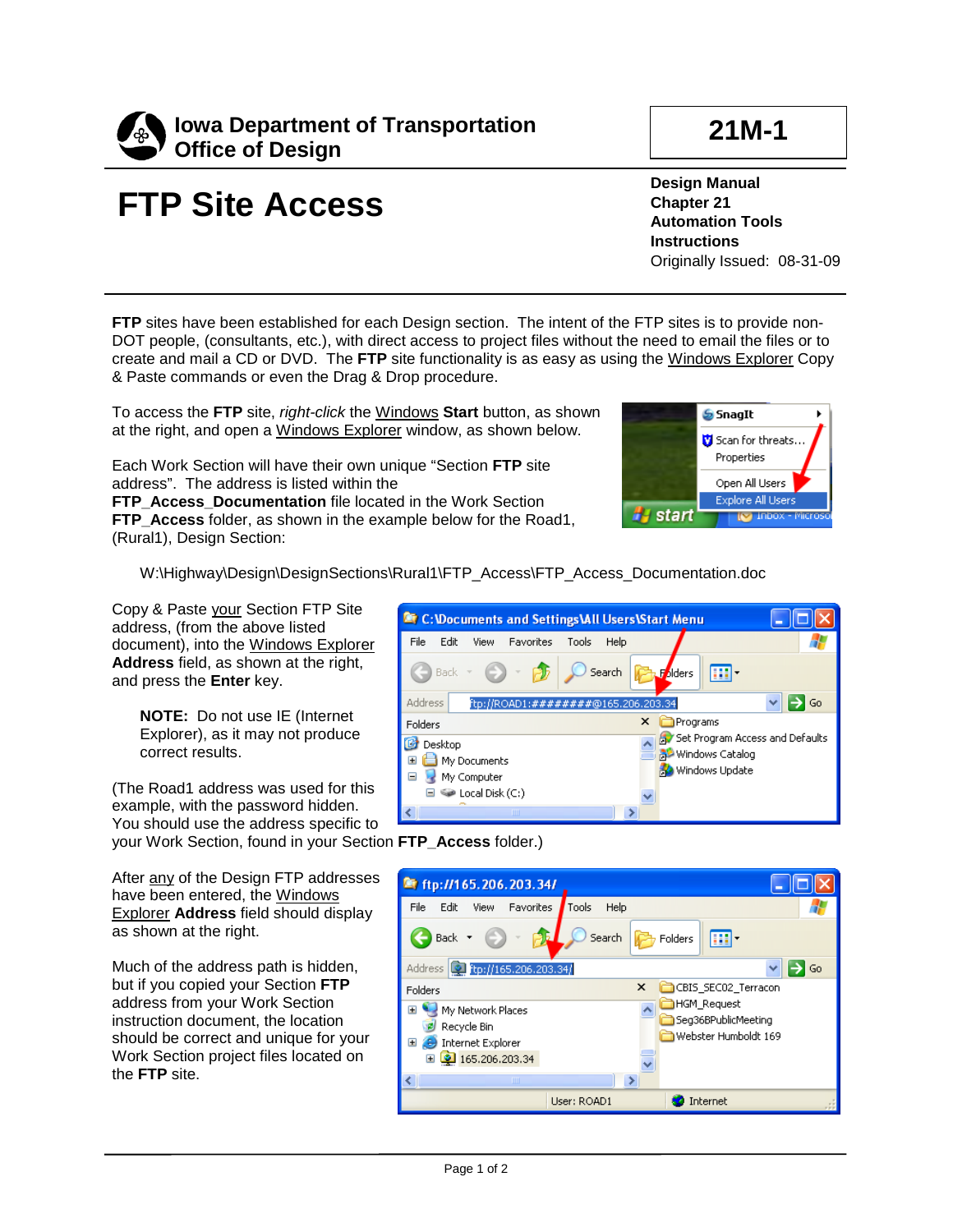**Iowa Department of Transportation**
**Office of Design**

**21M-1**

# FTP Site Access

**Design Manual**
**Chapter 21**
**Automation Tools**
**Instructions**
Originally Issued: 08-31-09

**FTP** sites have been established for each Design section. The intent of the FTP sites is to provide non-DOT people, (consultants, etc.), with direct access to project files without the need to email the files or to create and mail a CD or DVD. The **FTP** site functionality is as easy as using the Windows Explorer Copy & Paste commands or even the Drag & Drop procedure.

To access the **FTP** site, *right-click* the Windows **Start** button, as shown at the right, and open a Windows Explorer window, as shown below.

Each Work Section will have their own unique "Section **FTP** site address". The address is listed within the **FTP_Access_Documentation** file located in the Work Section **FTP_Access** folder, as shown in the example below for the Road1, (Rural1), Design Section:

W:\Highway\Design\DesignSections\Rural1\FTP_Access\FTP_Access_Documentation.doc

Copy & Paste your Section FTP Site address, (from the above listed document), into the Windows Explorer **Address** field, as shown at the right, and press the **Enter** key.

**NOTE:** Do not use IE (Internet Explorer), as it may not produce correct results.

(The Road1 address was used for this example, with the password hidden. You should use the address specific to your Work Section, found in your Section **FTP_Access** folder.)

After any of the Design FTP addresses have been entered, the Windows Explorer **Address** field should display as shown at the right.

Much of the address path is hidden, but if you copied your Section **FTP** address from your Work Section instruction document, the location should be correct and unique for your Work Section project files located on the **FTP** site.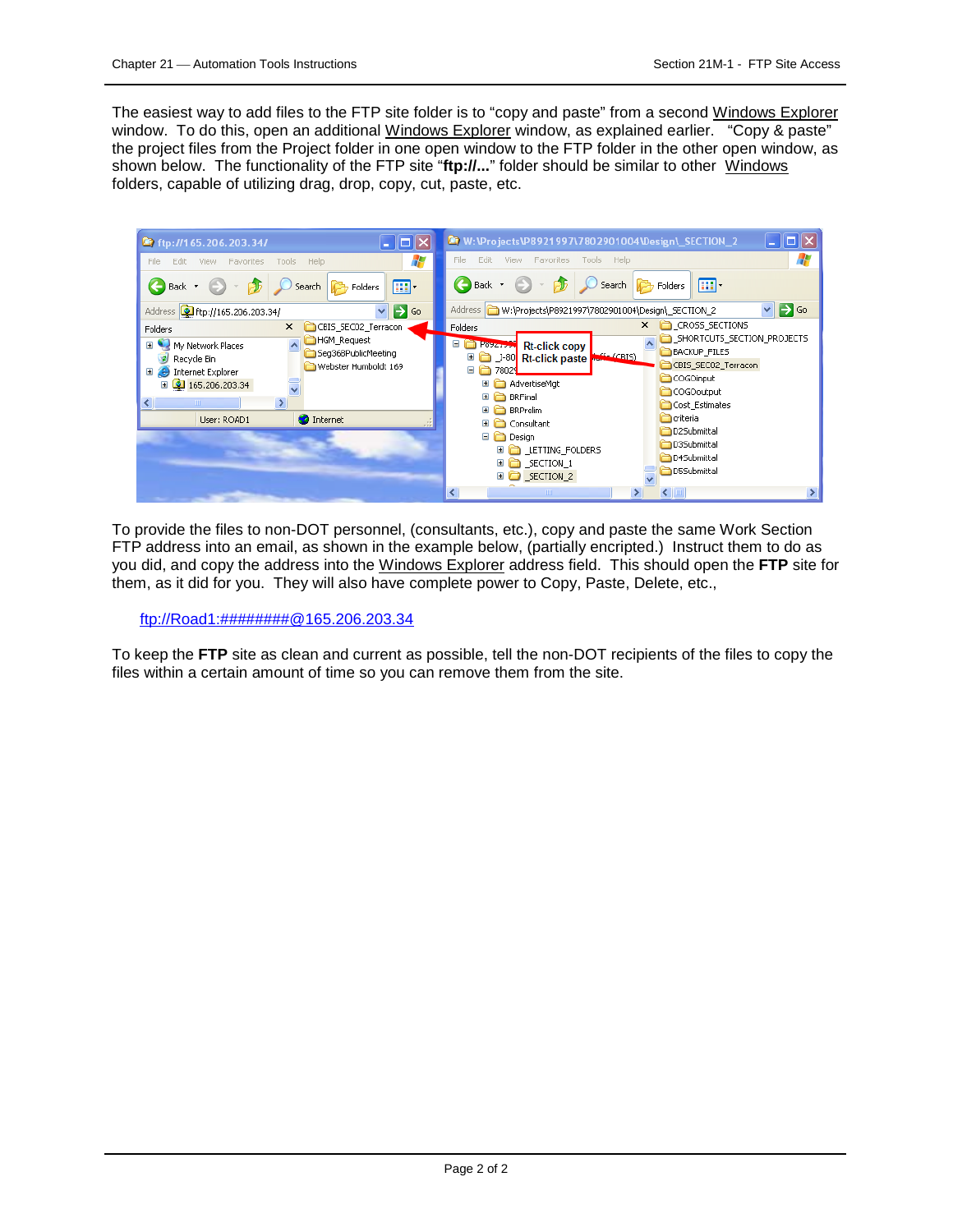The easiest way to add files to the FTP site folder is to "copy and paste" from a second Windows Explorer window. To do this, open an additional Windows Explorer window, as explained earlier. "Copy & paste" the project files from the Project folder in one open window to the FTP folder in the other open window, as shown below. The functionality of the FTP site "**ftp://...**" folder should be similar to other Windows folders, capable of utilizing drag, drop, copy, cut, paste, etc.

To provide the files to non-DOT personnel, (consultants, etc.), copy and paste the same Work Section FTP address into an email, as shown in the example below, (partially encripted.) Instruct them to do as you did, and copy the address into the Windows Explorer address field. This should open the **FTP** site for them, as it did for you. They will also have complete power to Copy, Paste, Delete, etc.,

ftp://Road1:########@165.206.203.34

To keep the **FTP** site as clean and current as possible, tell the non-DOT recipients of the files to copy the files within a certain amount of time so you can remove them from the site.